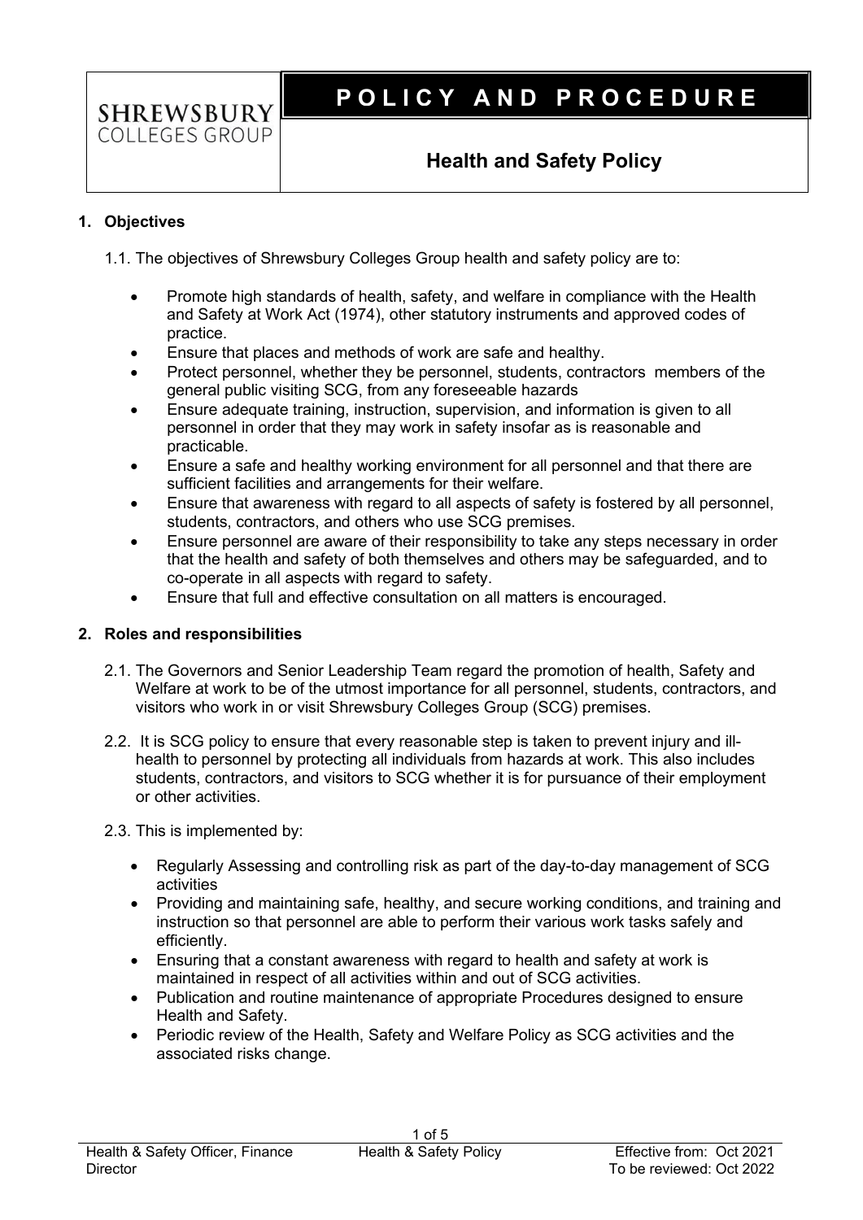SHREWSBURY COLLEGES GROUP

# POLICY AND PROCEDURE

## Health and Safety Policy

### 1. Objectives

1.1. The objectives of Shrewsbury Colleges Group health and safety policy are to:

- Promote high standards of health, safety, and welfare in compliance with the Health and Safety at Work Act (1974), other statutory instruments and approved codes of practice.
- Ensure that places and methods of work are safe and healthy.
- Protect personnel, whether they be personnel, students, contractors members of the general public visiting SCG, from any foreseeable hazards
- Ensure adequate training, instruction, supervision, and information is given to all personnel in order that they may work in safety insofar as is reasonable and practicable.
- Ensure a safe and healthy working environment for all personnel and that there are sufficient facilities and arrangements for their welfare.
- Ensure that awareness with regard to all aspects of safety is fostered by all personnel, students, contractors, and others who use SCG premises.
- Ensure personnel are aware of their responsibility to take any steps necessary in order that the health and safety of both themselves and others may be safeguarded, and to co-operate in all aspects with regard to safety.
- Ensure that full and effective consultation on all matters is encouraged.

### 2. Roles and responsibilities

2.1. The Governors and Senior Leadership Team regard the promotion of health, Safety and Welfare at work to be of the utmost importance for all personnel, students, contractors, and visitors who work in or visit Shrewsbury Colleges Group (SCG) premises.

2.2. It is SCG policy to ensure that every reasonable step is taken to prevent injury and ill-health to personnel by protecting all individuals from hazards at work. This also includes students, contractors, and visitors to SCG whether it is for pursuance of their employment or other activities.

2.3. This is implemented by:

- Regularly Assessing and controlling risk as part of the day-to-day management of SCG activities
- Providing and maintaining safe, healthy, and secure working conditions, and training and instruction so that personnel are able to perform their various work tasks safely and efficiently.
- Ensuring that a constant awareness with regard to health and safety at work is maintained in respect of all activities within and out of SCG activities.
- Publication and routine maintenance of appropriate Procedures designed to ensure Health and Safety.
- Periodic review of the Health, Safety and Welfare Policy as SCG activities and the associated risks change.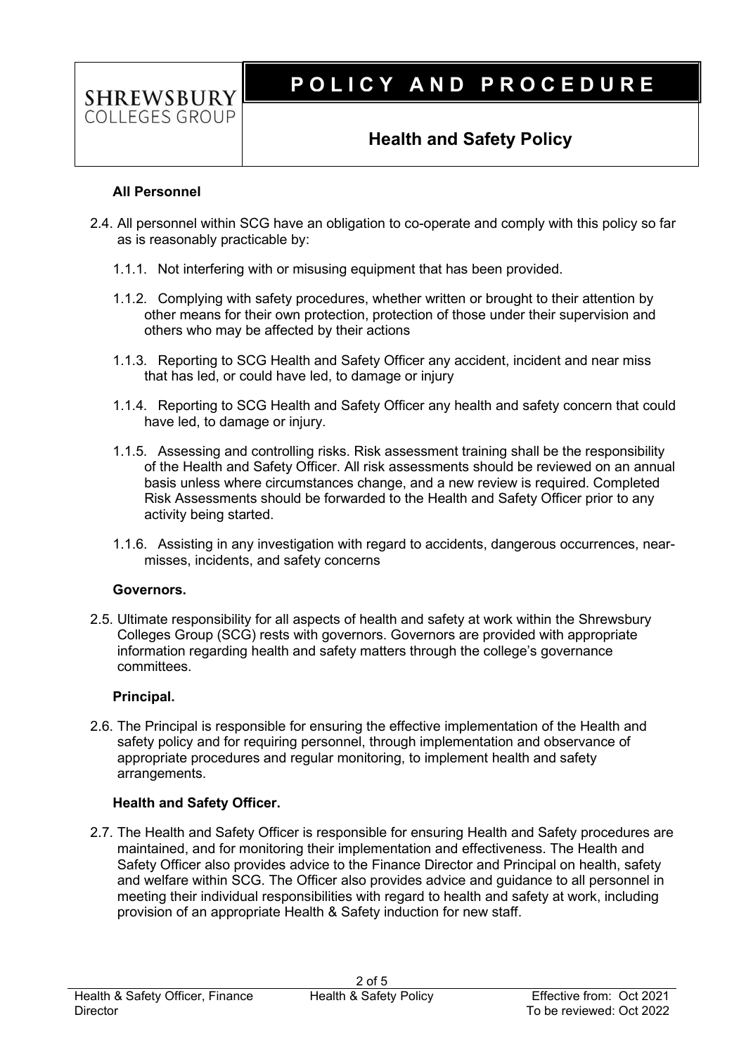**All Personnel**

2.4. All personnel within SCG have an obligation to co-operate and comply with this policy so far as is reasonably practicable by:

1.1.1. Not interfering with or misusing equipment that has been provided.

1.1.2. Complying with safety procedures, whether written or brought to their attention by other means for their own protection, protection of those under their supervision and others who may be affected by their actions

1.1.3. Reporting to SCG Health and Safety Officer any accident, incident and near miss that has led, or could have led, to damage or injury

1.1.4. Reporting to SCG Health and Safety Officer any health and safety concern that could have led, to damage or injury.

1.1.5. Assessing and controlling risks. Risk assessment training shall be the responsibility of the Health and Safety Officer. All risk assessments should be reviewed on an annual basis unless where circumstances change, and a new review is required. Completed Risk Assessments should be forwarded to the Health and Safety Officer prior to any activity being started.

1.1.6. Assisting in any investigation with regard to accidents, dangerous occurrences, near-misses, incidents, and safety concerns

**Governors.**

2.5. Ultimate responsibility for all aspects of health and safety at work within the Shrewsbury Colleges Group (SCG) rests with governors. Governors are provided with appropriate information regarding health and safety matters through the college's governance committees.

**Principal.**

2.6. The Principal is responsible for ensuring the effective implementation of the Health and safety policy and for requiring personnel, through implementation and observance of appropriate procedures and regular monitoring, to implement health and safety arrangements.

**Health and Safety Officer.**

2.7. The Health and Safety Officer is responsible for ensuring Health and Safety procedures are maintained, and for monitoring their implementation and effectiveness. The Health and Safety Officer also provides advice to the Finance Director and Principal on health, safety and welfare within SCG. The Officer also provides advice and guidance to all personnel in meeting their individual responsibilities with regard to health and safety at work, including provision of an appropriate Health & Safety induction for new staff.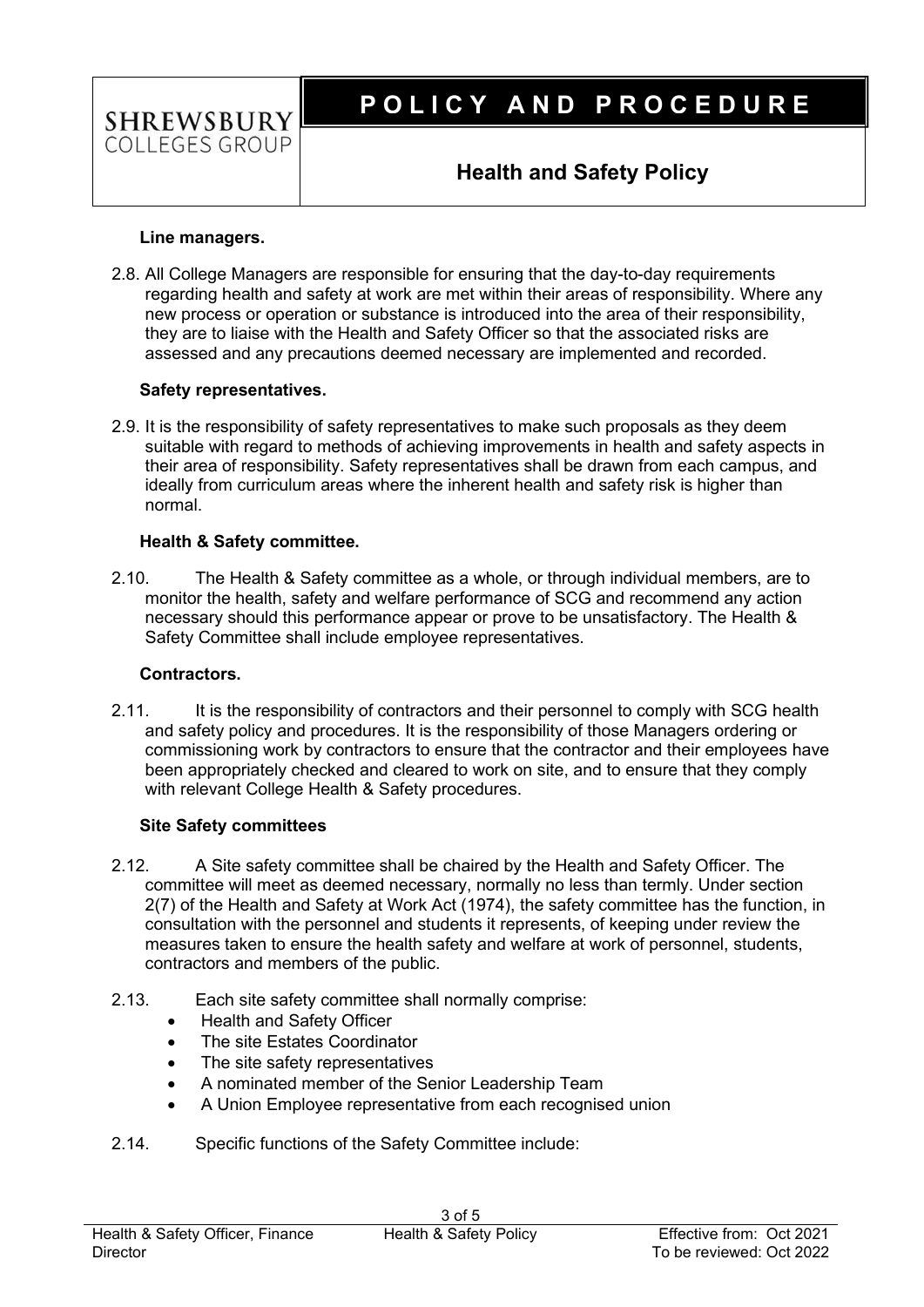**Line managers.**

2.8. All College Managers are responsible for ensuring that the day-to-day requirements regarding health and safety at work are met within their areas of responsibility. Where any new process or operation or substance is introduced into the area of their responsibility, they are to liaise with the Health and Safety Officer so that the associated risks are assessed and any precautions deemed necessary are implemented and recorded.

**Safety representatives.**

2.9. It is the responsibility of safety representatives to make such proposals as they deem suitable with regard to methods of achieving improvements in health and safety aspects in their area of responsibility. Safety representatives shall be drawn from each campus, and ideally from curriculum areas where the inherent health and safety risk is higher than normal.

**Health & Safety committee.**

2.10. The Health & Safety committee as a whole, or through individual members, are to monitor the health, safety and welfare performance of SCG and recommend any action necessary should this performance appear or prove to be unsatisfactory. The Health & Safety Committee shall include employee representatives.

**Contractors.**

2.11. It is the responsibility of contractors and their personnel to comply with SCG health and safety policy and procedures. It is the responsibility of those Managers ordering or commissioning work by contractors to ensure that the contractor and their employees have been appropriately checked and cleared to work on site, and to ensure that they comply with relevant College Health & Safety procedures.

**Site Safety committees**

2.12. A Site safety committee shall be chaired by the Health and Safety Officer. The committee will meet as deemed necessary, normally no less than termly. Under section 2(7) of the Health and Safety at Work Act (1974), the safety committee has the function, in consultation with the personnel and students it represents, of keeping under review the measures taken to ensure the health safety and welfare at work of personnel, students, contractors and members of the public.

2.13. Each site safety committee shall normally comprise:

- Health and Safety Officer
- The site Estates Coordinator
- The site safety representatives
- A nominated member of the Senior Leadership Team
- A Union Employee representative from each recognised union

2.14. Specific functions of the Safety Committee include: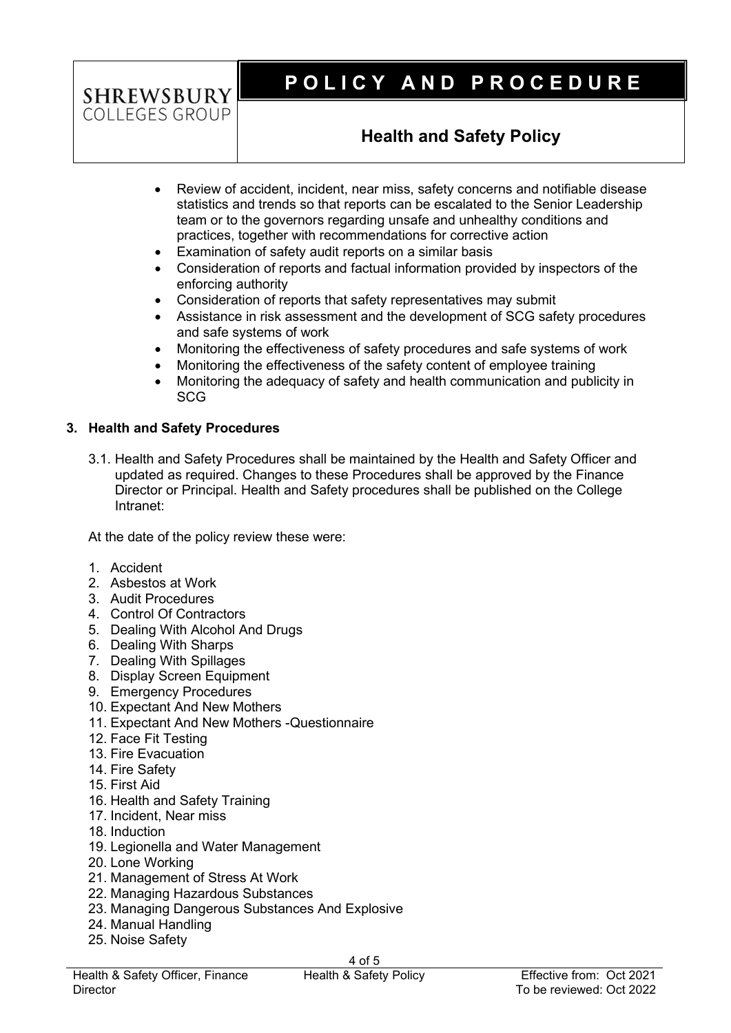- Review of accident, incident, near miss, safety concerns and notifiable disease statistics and trends so that reports can be escalated to the Senior Leadership team or to the governors regarding unsafe and unhealthy conditions and practices, together with recommendations for corrective action
- Examination of safety audit reports on a similar basis
- Consideration of reports and factual information provided by inspectors of the enforcing authority
- Consideration of reports that safety representatives may submit
- Assistance in risk assessment and the development of SCG safety procedures and safe systems of work
- Monitoring the effectiveness of safety procedures and safe systems of work
- Monitoring the effectiveness of the safety content of employee training
- Monitoring the adequacy of safety and health communication and publicity in SCG

## 3. Health and Safety Procedures

3.1. Health and Safety Procedures shall be maintained by the Health and Safety Officer and updated as required. Changes to these Procedures shall be approved by the Finance Director or Principal. Health and Safety procedures shall be published on the College Intranet:

At the date of the policy review these were:

1. Accident
2. Asbestos at Work
3. Audit Procedures
4. Control Of Contractors
5. Dealing With Alcohol And Drugs
6. Dealing With Sharps
7. Dealing With Spillages
8. Display Screen Equipment
9. Emergency Procedures
10. Expectant And New Mothers
11. Expectant And New Mothers -Questionnaire
12. Face Fit Testing
13. Fire Evacuation
14. Fire Safety
15. First Aid
16. Health and Safety Training
17. Incident, Near miss
18. Induction
19. Legionella and Water Management
20. Lone Working
21. Management of Stress At Work
22. Managing Hazardous Substances
23. Managing Dangerous Substances And Explosive
24. Manual Handling
25. Noise Safety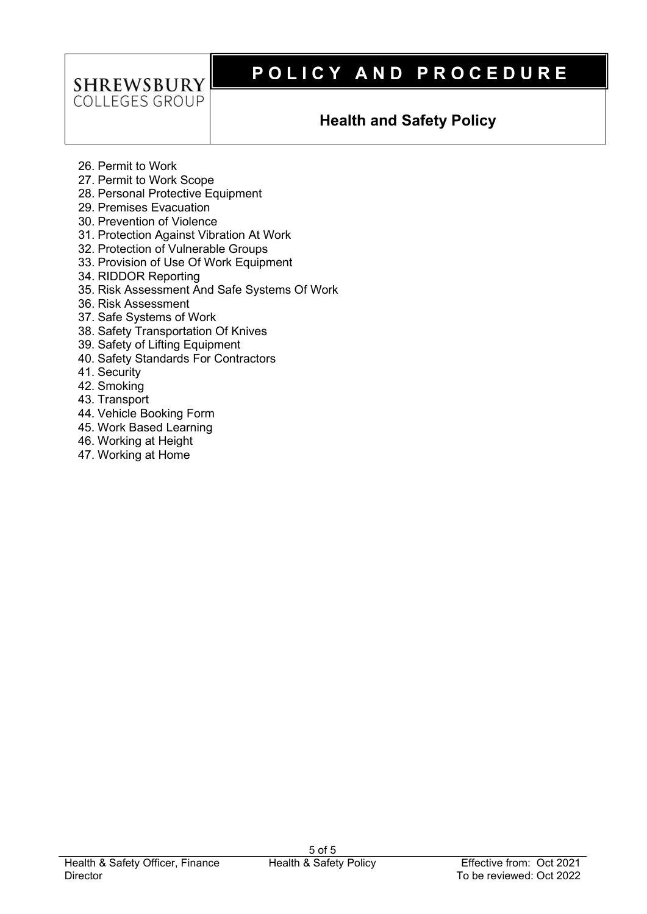26. Permit to Work
27. Permit to Work Scope
28. Personal Protective Equipment
29. Premises Evacuation
30. Prevention of Violence
31. Protection Against Vibration At Work
32. Protection of Vulnerable Groups
33. Provision of Use Of Work Equipment
34. RIDDOR Reporting
35. Risk Assessment And Safe Systems Of Work
36. Risk Assessment
37. Safe Systems of Work
38. Safety Transportation Of Knives
39. Safety of Lifting Equipment
40. Safety Standards For Contractors
41. Security
42. Smoking
43. Transport
44. Vehicle Booking Form
45. Work Based Learning
46. Working at Height
47. Working at Home